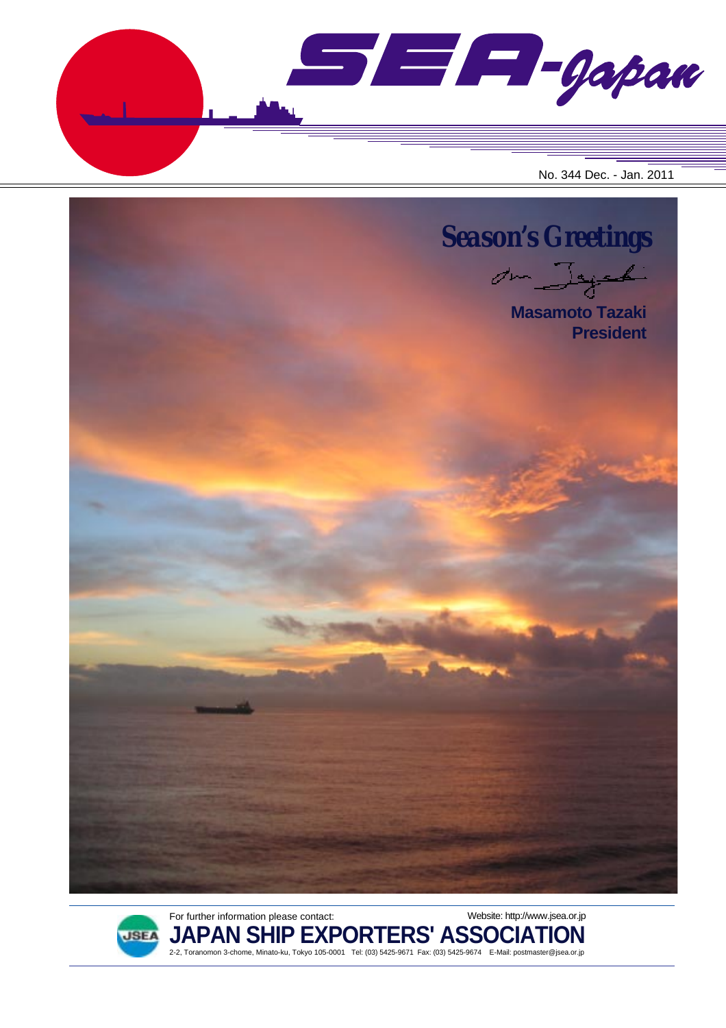# SEA-Japan

No. 344 Dec. - Jan. 2011

## Season's Greetings

Masamoto Tazaki
**President**

For further information please contact:

Website: http://www.jsea.or.jp

**JAPAN SHIP EXPORTERS' ASSOCIATION**

2-2, Toranomon 3-chome, Minato-ku, Tokyo 105-0001 Tel: (03) 5425-9671 Fax: (03) 5425-9674 E-Mail: postmaster@jsea.or.jp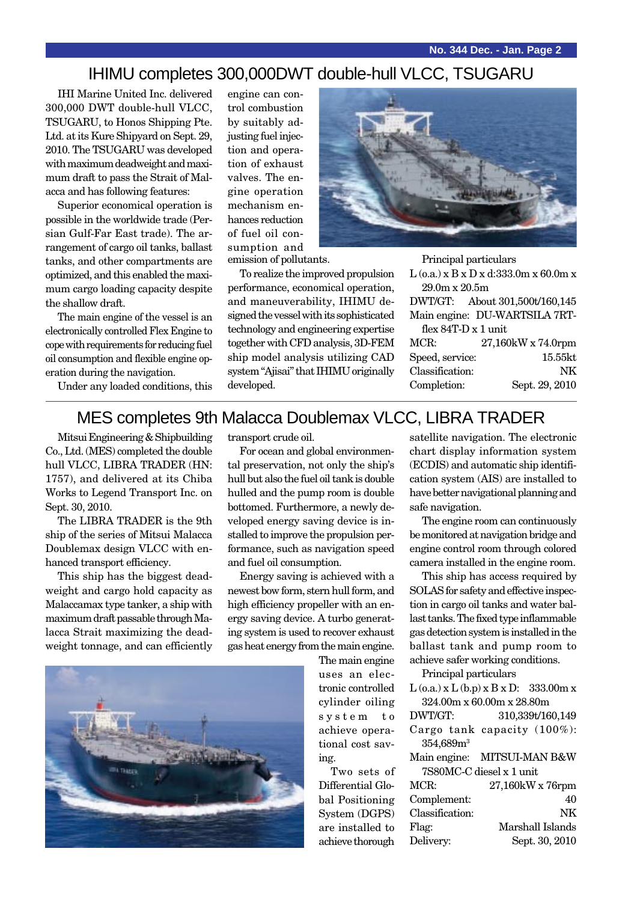## IHIMU completes 300,000DWT double-hull VLCC, TSUGARU

IHI Marine United Inc. delivered 300,000 DWT double-hull VLCC, TSUGARU, to Honos Shipping Pte. Ltd. at its Kure Shipyard on Sept. 29, 2010. The TSUGARU was developed with maximum deadweight and maximum draft to pass the Strait of Malacca and has following features:

Superior economical operation is possible in the worldwide trade (Persian Gulf-Far East trade). The arrangement of cargo oil tanks, ballast tanks, and other compartments are optimized, and this enabled the maximum cargo loading capacity despite the shallow draft.

The main engine of the vessel is an electronically controlled Flex Engine to cope with requirements for reducing fuel oil consumption and flexible engine operation during the navigation.

Under any loaded conditions, this engine can control combustion by suitably adjusting fuel injection and operation of exhaust valves. The engine operation mechanism enhances reduction of fuel oil consumption and emission of pollutants.

To realize the improved propulsion performance, economical operation, and maneuverability, IHIMU designed the vessel with its sophisticated technology and engineering expertise together with CFD analysis, 3D-FEM ship model analysis utilizing CAD system "Ajisai" that IHIMU originally developed.

Principal particulars

| | |
|---|---|
| L (o.a.) x B x D x d: | 333.0m x 60.0m x 29.0m x 20.5m |
| DWT/GT: | About 301,500t/160,145 |
| Main engine: | DU-WARTSILA 7RT-flex 84T-D x 1 unit |
| MCR: | 27,160kW x 74.0rpm |
| Speed, service: | 15.55kt |
| Classification: | NK |
| Completion: | Sept. 29, 2010 |

## MES completes 9th Malacca Doublemax VLCC, LIBRA TRADER

Mitsui Engineering & Shipbuilding Co., Ltd. (MES) completed the double hull VLCC, LIBRA TRADER (HN: 1757), and delivered at its Chiba Works to Legend Transport Inc. on Sept. 30, 2010.

The LIBRA TRADER is the 9th ship of the series of Mitsui Malacca Doublemax design VLCC with enhanced transport efficiency.

This ship has the biggest deadweight and cargo hold capacity as Malaccamax type tanker, a ship with maximum draft passable through Malacca Strait maximizing the deadweight tonnage, and can efficiently transport crude oil.

For ocean and global environmental preservation, not only the ship's hull but also the fuel oil tank is double hulled and the pump room is double bottomed. Furthermore, a newly developed energy saving device is installed to improve the propulsion performance, such as navigation speed and fuel oil consumption.

Energy saving is achieved with a newest bow form, stern hull form, and high efficiency propeller with an energy saving device. A turbo generating system is used to recover exhaust gas heat energy from the main engine.

The main engine uses an electronic controlled cylinder oiling system to achieve operational cost saving.

Two sets of Differential Global Positioning System (DGPS) are installed to achieve thorough satellite navigation. The electronic chart display information system (ECDIS) and automatic ship identification system (AIS) are installed to have better navigational planning and safe navigation.

The engine room can continuously be monitored at navigation bridge and engine control room through colored camera installed in the engine room.

This ship has access required by SOLAS for safety and effective inspection in cargo oil tanks and water ballast tanks. The fixed type inflammable gas detection system is installed in the ballast tank and pump room to achieve safer working conditions.

Principal particulars

| | |
|---|---|
| L (o.a.) x L (b.p) x B x D: | 333.00m x 324.00m x 60.00m x 28.80m |
| DWT/GT: | 310,339t/160,149 |
| Cargo tank capacity (100%): | 354,689m$^3$ |
| Main engine: | MITSUI-MAN B&W 7S80MC-C diesel x 1 unit |
| MCR: | 27,160kW x 76rpm |
| Complement: | 40 |
| Classification: | NK |
| Flag: | Marshall Islands |
| Delivery: | Sept. 30, 2010 |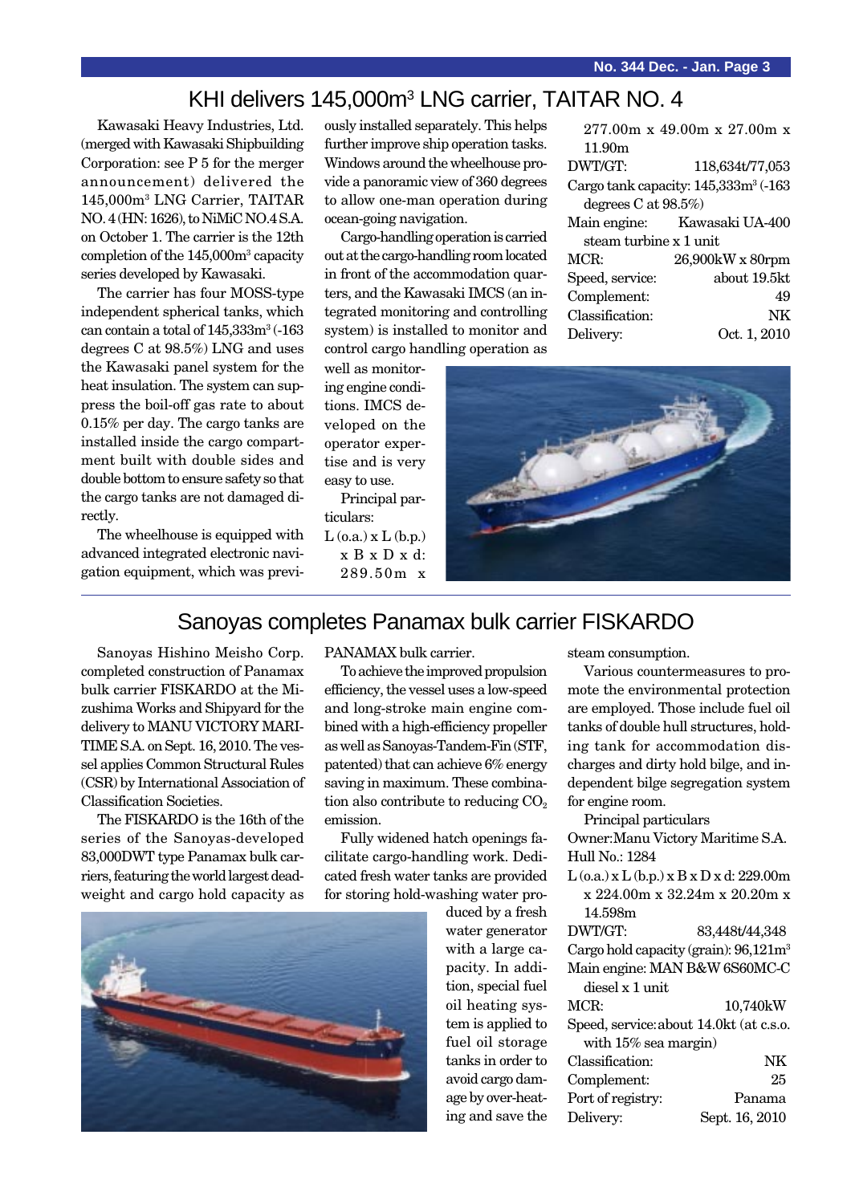# KHI delivers 145,000m³ LNG carrier, TAITAR NO. 4

Kawasaki Heavy Industries, Ltd. (merged with Kawasaki Shipbuilding Corporation: see P 5 for the merger announcement) delivered the 145,000m³ LNG Carrier, TAITAR NO. 4 (HN: 1626), to NiMiC NO.4 S.A. on October 1. The carrier is the 12th completion of the 145,000m³ capacity series developed by Kawasaki.

The carrier has four MOSS-type independent spherical tanks, which can contain a total of 145,333m³ (-163 degrees C at 98.5%) LNG and uses the Kawasaki panel system for the heat insulation. The system can suppress the boil-off gas rate to about 0.15% per day. The cargo tanks are installed inside the cargo compartment built with double sides and double bottom to ensure safety so that the cargo tanks are not damaged directly.

The wheelhouse is equipped with advanced integrated electronic navigation equipment, which was previously installed separately. This helps further improve ship operation tasks. Windows around the wheelhouse provide a panoramic view of 360 degrees to allow one-man operation during ocean-going navigation.

Cargo-handling operation is carried out at the cargo-handling room located in front of the accommodation quarters, and the Kawasaki IMCS (an integrated monitoring and controlling system) is installed to monitor and control cargo handling operation as well as monitoring engine conditions. IMCS developed on the operator expertise and is very easy to use.

Principal particulars:

L (o.a.) x L (b.p.) x B x D x d: 289.50m x 277.00m x 49.00m x 27.00m x 11.90m

DWT/GT: 118,634t/77,053

Cargo tank capacity: 145,333m³ (-163 degrees C at 98.5%)

Main engine: Kawasaki UA-400 steam turbine x 1 unit

MCR: 26,900kW x 80rpm

Speed, service: about 19.5kt

Complement: 49

Classification: NK

Delivery: Oct. 1, 2010

# Sanoyas completes Panamax bulk carrier FISKARDO

Sanoyas Hishino Meisho Corp. completed construction of Panamax bulk carrier FISKARDO at the Mizushima Works and Shipyard for the delivery to MANU VICTORY MARITIME S.A. on Sept. 16, 2010. The vessel applies Common Structural Rules (CSR) by International Association of Classification Societies.

The FISKARDO is the 16th of the series of the Sanoyas-developed 83,000DWT type Panamax bulk carriers, featuring the world largest deadweight and cargo hold capacity as PANAMAX bulk carrier.

To achieve the improved propulsion efficiency, the vessel uses a low-speed and long-stroke main engine combined with a high-efficiency propeller as well as Sanoyas-Tandem-Fin (STF, patented) that can achieve 6% energy saving in maximum. These combination also contribute to reducing $CO_2$ emission.

Fully widened hatch openings facilitate cargo-handling work. Dedicated fresh water tanks are provided for storing hold-washing water produced by a fresh water generator with a large capacity. In addition, special fuel oil heating system is applied to fuel oil storage tanks in order to avoid cargo damage by over-heating and save the steam consumption.

Various countermeasures to promote the environmental protection are employed. Those include fuel oil tanks of double hull structures, holding tank for accommodation discharges and dirty hold bilge, and independent bilge segregation system for engine room.

Principal particulars

Owner: Manu Victory Maritime S.A.

Hull No.: 1284

L (o.a.) x L (b.p.) x B x D x d: 229.00m x 224.00m x 32.24m x 20.20m x 14.598m

DWT/GT: 83,448t/44,348

Cargo hold capacity (grain): 96,121m³

Main engine: MAN B&W 6S60MC-C diesel x 1 unit

MCR: 10,740kW

Speed, service: about 14.0kt (at c.s.o. with 15% sea margin)

Classification: NK

Complement: 25

Port of registry: Panama

Delivery: Sept. 16, 2010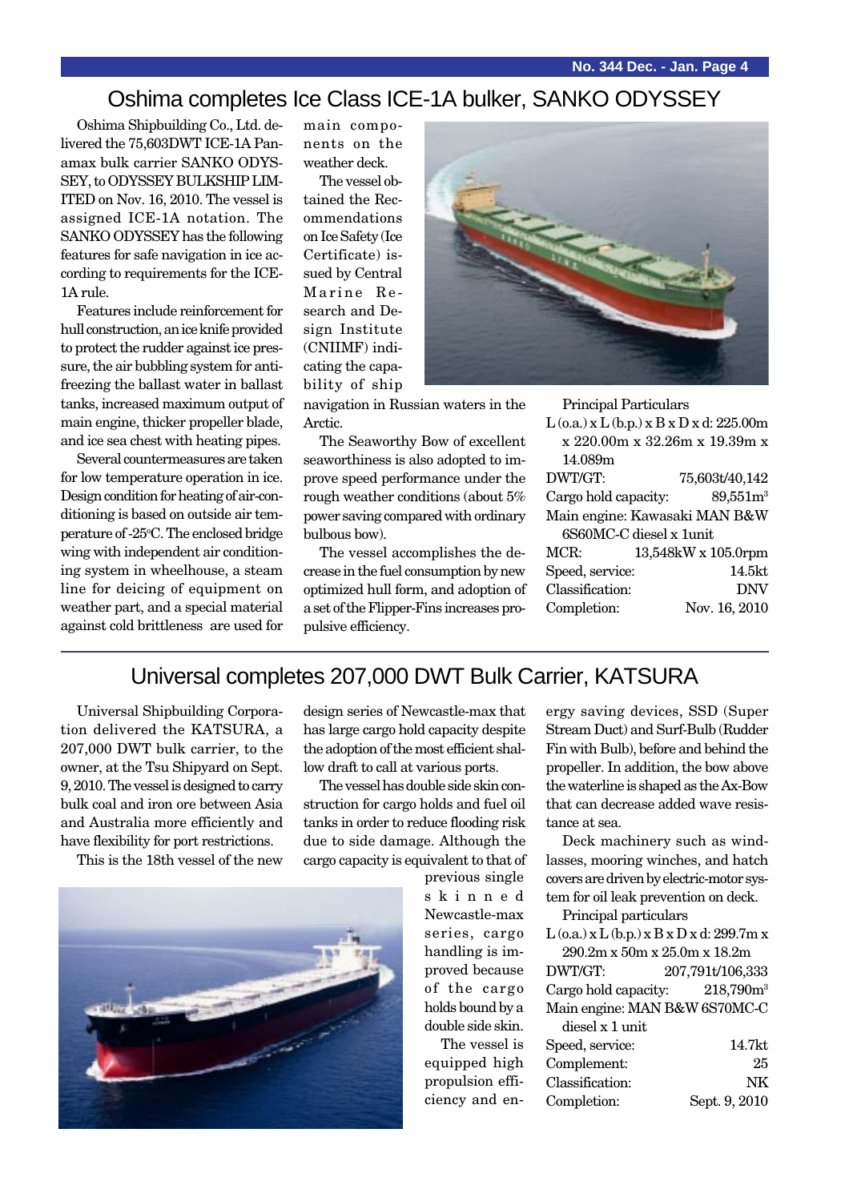## Oshima completes Ice Class ICE-1A bulker, SANKO ODYSSEY

Oshima Shipbuilding Co., Ltd. delivered the 75,603DWT ICE-1A Panamax bulk carrier SANKO ODYSSEY, to ODYSSEY BULKSHIP LIMITED on Nov. 16, 2010. The vessel is assigned ICE-1A notation. The SANKO ODYSSEY has the following features for safe navigation in ice according to requirements for the ICE-1A rule.

Features include reinforcement for hull construction, an ice knife provided to protect the rudder against ice pressure, the air bubbling system for anti-freezing the ballast water in ballast tanks, increased maximum output of main engine, thicker propeller blade, and ice sea chest with heating pipes.

Several countermeasures are taken for low temperature operation in ice. Design condition for heating of air-conditioning is based on outside air temperature of -25°C. The enclosed bridge wing with independent air conditioning system in wheelhouse, a steam line for deicing of equipment on weather part, and a special material against cold brittleness are used for main components on the weather deck.

The vessel obtained the Recommendations on Ice Safety (Ice Certificate) issued by Central Marine Research and Design Institute (CNIIMF) indicating the capability of ship navigation in Russian waters in the Arctic.

The Seaworthy Bow of excellent seaworthiness is also adopted to improve speed performance under the rough weather conditions (about 5% power saving compared with ordinary bulbous bow).

The vessel accomplishes the decrease in the fuel consumption by new optimized hull form, and adoption of a set of the Flipper-Fins increases propulsive efficiency.

Principal Particulars

L (o.a.) x L (b.p.) x B x D x d: 225.00m x 220.00m x 32.26m x 19.39m x 14.089m

| | |
|---|---|
| DWT/GT: | 75,603t/40,142 |
| Cargo hold capacity: | 89,551m$^3$ |
| Main engine: | Kawasaki MAN B&W 6S60MC-C diesel x 1unit |
| MCR: | 13,548kW x 105.0rpm |
| Speed, service: | 14.5kt |
| Classification: | DNV |
| Completion: | Nov. 16, 2010 |

## Universal completes 207,000 DWT Bulk Carrier, KATSURA

Universal Shipbuilding Corporation delivered the KATSURA, a 207,000 DWT bulk carrier, to the owner, at the Tsu Shipyard on Sept. 9, 2010. The vessel is designed to carry bulk coal and iron ore between Asia and Australia more efficiently and have flexibility for port restrictions.

This is the 18th vessel of the new design series of Newcastle-max that has large cargo hold capacity despite the adoption of the most efficient shallow draft to call at various ports.

The vessel has double side skin construction for cargo holds and fuel oil tanks in order to reduce flooding risk due to side damage. Although the cargo capacity is equivalent to that of previous single skinned Newcastle-max series, cargo handling is improved because of the cargo holds bound by a double side skin.

The vessel is equipped high propulsion efficiency and energy saving devices, SSD (Super Stream Duct) and Surf-Bulb (Rudder Fin with Bulb), before and behind the propeller. In addition, the bow above the waterline is shaped as the Ax-Bow that can decrease added wave resistance at sea.

Deck machinery such as windlasses, mooring winches, and hatch covers are driven by electric-motor system for oil leak prevention on deck.

Principal particulars

L (o.a.) x L (b.p.) x B x D x d: 299.7m x 290.2m x 50m x 25.0m x 18.2m

| | |
|---|---|
| DWT/GT: | 207,791t/106,333 |
| Cargo hold capacity: | 218,790m$^3$ |
| Main engine: | MAN B&W 6S70MC-C diesel x 1 unit |
| Speed, service: | 14.7kt |
| Complement: | 25 |
| Classification: | NK |
| Completion: | Sept. 9, 2010 |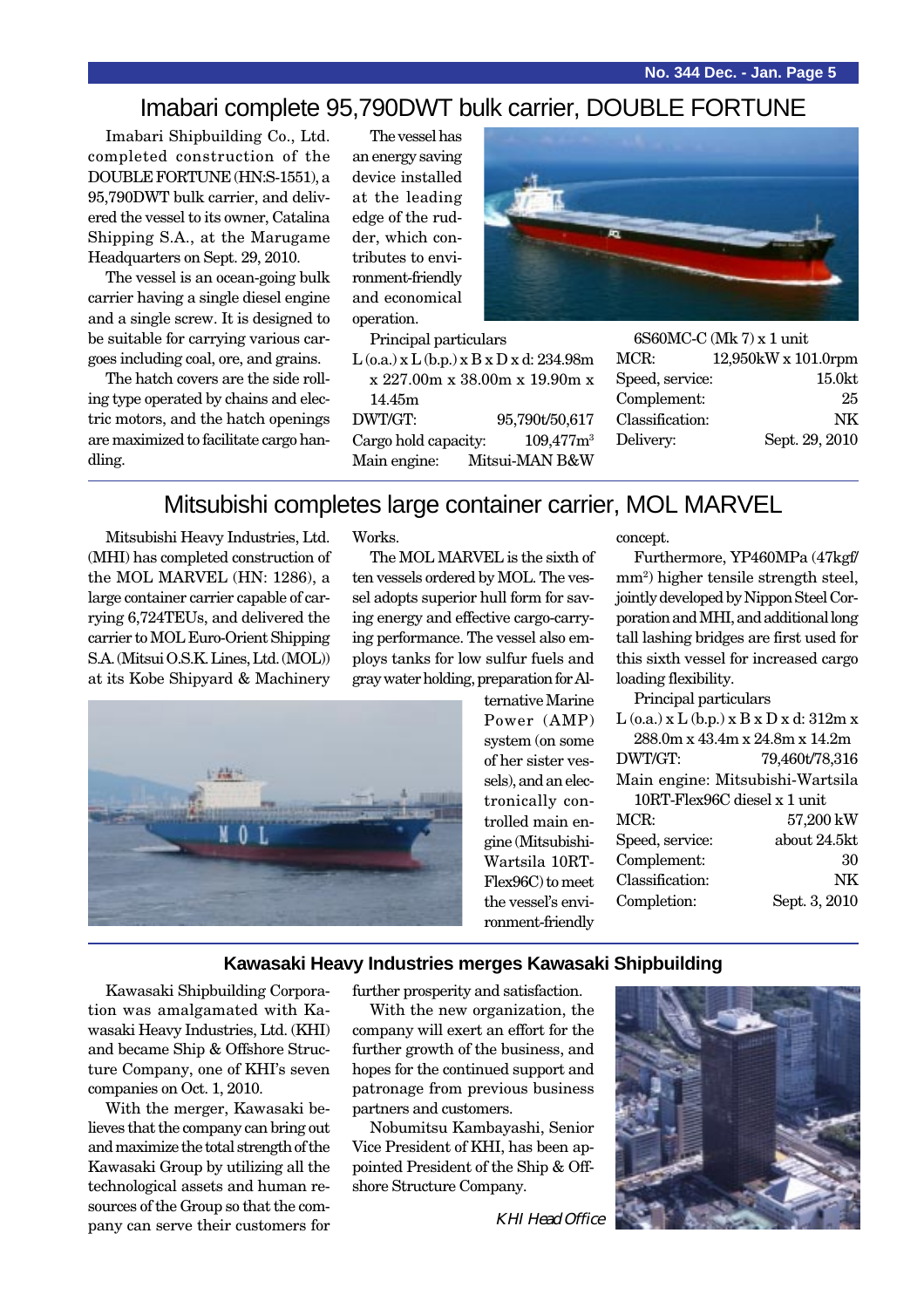## Imabari complete 95,790DWT bulk carrier, DOUBLE FORTUNE

Imabari Shipbuilding Co., Ltd. completed construction of the DOUBLE FORTUNE (HN:S-1551), a 95,790DWT bulk carrier, and delivered the vessel to its owner, Catalina Shipping S.A., at the Marugame Headquarters on Sept. 29, 2010.

The vessel is an ocean-going bulk carrier having a single diesel engine and a single screw. It is designed to be suitable for carrying various cargoes including coal, ore, and grains.

The hatch covers are the side rolling type operated by chains and electric motors, and the hatch openings are maximized to facilitate cargo handling.

The vessel has an energy saving device installed at the leading edge of the rudder, which contributes to environment-friendly and economical operation.

Principal particulars

L (o.a.) x L (b.p.) x B x D x d: 234.98m x 227.00m x 38.00m x 19.90m x 14.45m
DWT/GT: 95,790t/50,617
Cargo hold capacity: 109,477m$^3$
Main engine: Mitsui-MAN B&W 6S60MC-C (Mk 7) x 1 unit
MCR: 12,950kW x 101.0rpm
Speed, service: 15.0kt
Complement: 25
Classification: NK
Delivery: Sept. 29, 2010

## Mitsubishi completes large container carrier, MOL MARVEL

Mitsubishi Heavy Industries, Ltd. (MHI) has completed construction of the MOL MARVEL (HN: 1286), a large container carrier capable of carrying 6,724TEUs, and delivered the carrier to MOL Euro-Orient Shipping S.A. (Mitsui O.S.K. Lines, Ltd. (MOL)) at its Kobe Shipyard & Machinery Works.

The MOL MARVEL is the sixth of ten vessels ordered by MOL. The vessel adopts superior hull form for saving energy and effective cargo-carrying performance. The vessel also employs tanks for low sulfur fuels and gray water holding, preparation for Alternative Marine Power (AMP) system (on some of her sister vessels), and an electronically controlled main engine (Mitsubishi-Wartsila 10RT-Flex96C) to meet the vessel's environment-friendly concept.

Furthermore, YP460MPa (47kgf/mm$^2$) higher tensile strength steel, jointly developed by Nippon Steel Corporation and MHI, and additional long tall lashing bridges are first used for this sixth vessel for increased cargo loading flexibility.

Principal particulars

L (o.a.) x L (b.p.) x B x D x d: 312m x 288.0m x 43.4m x 24.8m x 14.2m
DWT/GT: 79,460t/78,316
Main engine: Mitsubishi-Wartsila 10RT-Flex96C diesel x 1 unit
MCR: 57,200 kW
Speed, service: about 24.5kt
Complement: 30
Classification: NK
Completion: Sept. 3, 2010

### Kawasaki Heavy Industries merges Kawasaki Shipbuilding

Kawasaki Shipbuilding Corporation was amalgamated with Kawasaki Heavy Industries, Ltd. (KHI) and became Ship & Offshore Structure Company, one of KHI's seven companies on Oct. 1, 2010.

With the merger, Kawasaki believes that the company can bring out and maximize the total strength of the Kawasaki Group by utilizing all the technological assets and human resources of the Group so that the company can serve their customers for further prosperity and satisfaction.

With the new organization, the company will exert an effort for the further growth of the business, and hopes for the continued support and patronage from previous business partners and customers.

Nobumitsu Kambayashi, Senior Vice President of KHI, has been appointed President of the Ship & Offshore Structure Company.

*KHI Head Office*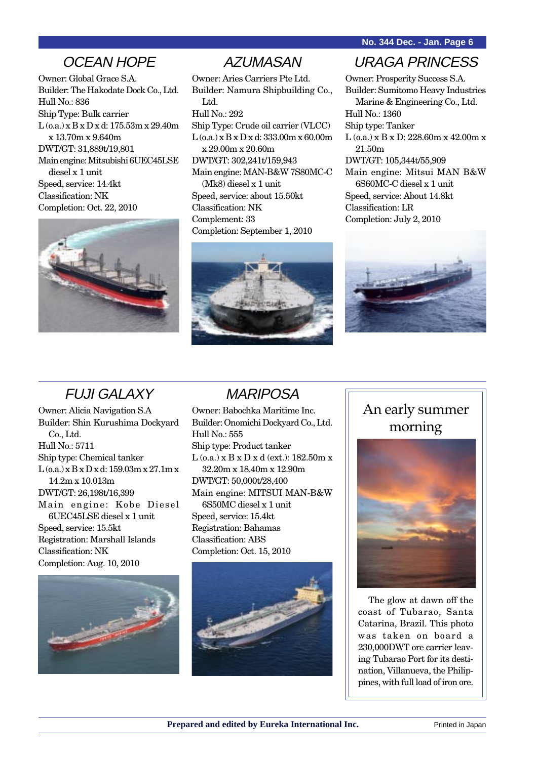## OCEAN HOPE

Owner: Global Grace S.A.
Builder: The Hakodate Dock Co., Ltd.
Hull No.: 836
Ship Type: Bulk carrier
L (o.a.) x B x D x d: 175.53m x 29.40m x 13.70m x 9.640m
DWT/GT: 31,889t/19,801
Main engine: Mitsubishi 6UEC45LSE diesel x 1 unit
Speed, service: 14.4kt
Classification: NK
Completion: Oct. 22, 2010

## AZUMASAN

Owner: Aries Carriers Pte Ltd.
Builder: Namura Shipbuilding Co., Ltd.
Hull No.: 292
Ship Type: Crude oil carrier (VLCC)
L (o.a.) x B x D x d: 333.00m x 60.00m x 29.00m x 20.60m
DWT/GT: 302,241t/159,943
Main engine: MAN-B&W 7S80MC-C (Mk8) diesel x 1 unit
Speed, service: about 15.50kt
Classification: NK
Complement: 33
Completion: September 1, 2010

## URAGA PRINCESS

Owner: Prosperity Success S.A.
Builder: Sumitomo Heavy Industries Marine & Engineering Co., Ltd.
Hull No.: 1360
Ship type: Tanker
L (o.a.) x B x D: 228.60m x 42.00m x 21.50m
DWT/GT: 105,344t/55,909
Main engine: Mitsui MAN B&W 6S60MC-C diesel x 1 unit
Speed, service: About 14.8kt
Classification: LR
Completion: July 2, 2010

## FUJI GALAXY

Owner: Alicia Navigation S.A
Builder: Shin Kurushima Dockyard Co., Ltd.
Hull No.: 5711
Ship type: Chemical tanker
L (o.a.) x B x D x d: 159.03m x 27.1m x 14.2m x 10.013m
DWT/GT: 26,198t/16,399
Main engine: Kobe Diesel 6UEC45LSE diesel x 1 unit
Speed, service: 15.5kt
Registration: Marshall Islands
Classification: NK
Completion: Aug. 10, 2010

## MARIPOSA

Owner: Babochka Maritime Inc.
Builder: Onomichi Dockyard Co., Ltd.
Hull No.: 555
Ship type: Product tanker
L (o.a.) x B x D x d (ext.): 182.50m x 32.20m x 18.40m x 12.90m
DWT/GT: 50,000t/28,400
Main engine: MITSUI MAN-B&W 6S50MC diesel x 1 unit
Speed, service: 15.4kt
Registration: Bahamas
Classification: ABS
Completion: Oct. 15, 2010

## An early summer morning

The glow at dawn off the coast of Tubarao, Santa Catarina, Brazil. This photo was taken on board a 230,000DWT ore carrier leaving Tubarao Port for its destination, Villanueva, the Philippines, with full load of iron ore.

**Prepared and edited by Eureka International Inc.**

Printed in Japan